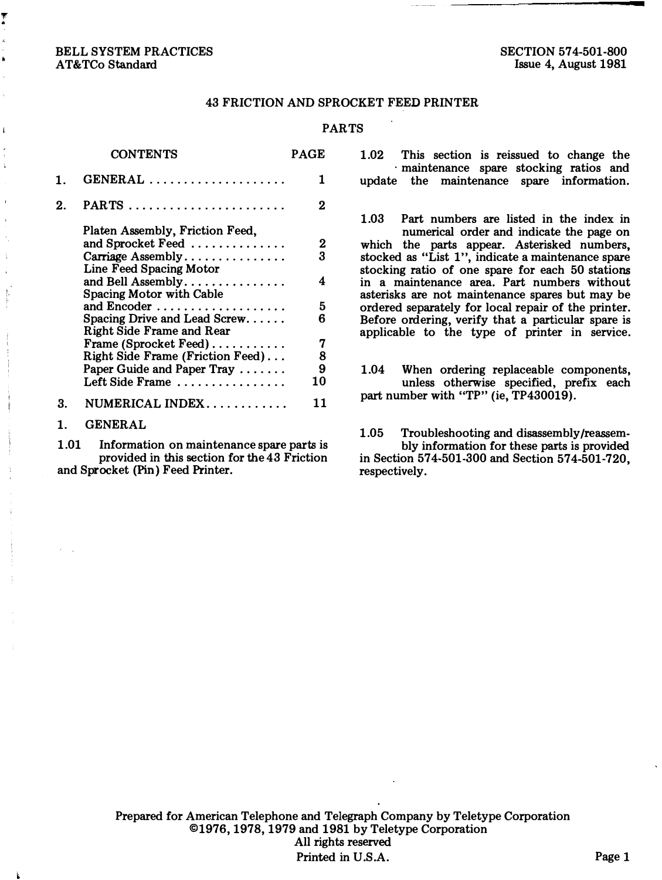BELL SYSTEM PRACTICES
AT&TCo Standard

SECTION 574-501-800
Issue 4, August 1981

# 43 FRICTION AND SPROCKET FEED PRINTER

## PARTS

| CONTENTS | PAGE |
|---|---|
| 1. GENERAL | 1 |
| 2. PARTS | 2 |
| Platen Assembly, Friction Feed, and Sprocket Feed | 2 |
| Carriage Assembly | 3 |
| Line Feed Spacing Motor and Bell Assembly | 4 |
| Spacing Motor with Cable and Encoder | 5 |
| Spacing Drive and Lead Screw | 6 |
| Right Side Frame and Rear Frame (Sprocket Feed) | 7 |
| Right Side Frame (Friction Feed) | 8 |
| Paper Guide and Paper Tray | 9 |
| Left Side Frame | 10 |
| 3. NUMERICAL INDEX | 11 |

### 1. GENERAL

1.01 Information on maintenance spare parts is provided in this section for the 43 Friction and Sprocket (Pin) Feed Printer.

1.02 This section is reissued to change the maintenance spare stocking ratios and update the maintenance spare information.

1.03 Part numbers are listed in the index in numerical order and indicate the page on which the parts appear. Asterisked numbers, stocked as "List 1", indicate a maintenance spare stocking ratio of one spare for each 50 stations in a maintenance area. Part numbers without asterisks are not maintenance spares but may be ordered separately for local repair of the printer. Before ordering, verify that a particular spare is applicable to the type of printer in service.

1.04 When ordering replaceable components, unless otherwise specified, prefix each part number with "TP" (ie, TP430019).

1.05 Troubleshooting and disassembly/reassembly information for these parts is provided in Section 574-501-300 and Section 574-501-720, respectively.

Prepared for American Telephone and Telegraph Company by Teletype Corporation
©1976, 1978, 1979 and 1981 by Teletype Corporation
All rights reserved
Printed in U.S.A.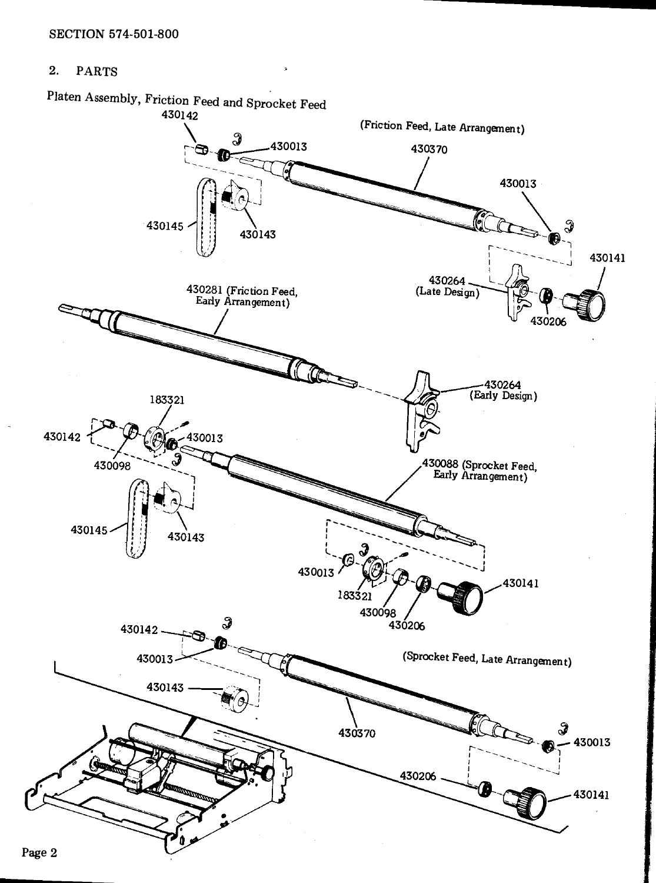## 2. PARTS

Platen Assembly, Friction Feed and Sprocket Feed

(Friction Feed, Late Arrangement)

430142

430013

430370

430013

430145

430143

430141

430264 (Late Design)

430206

430281 (Friction Feed, Early Arrangement)

430264 (Early Design)

183321

430142

430013

430098

430088 (Sprocket Feed, Early Arrangement)

430145

430143

430013

183321

430098

430206

430141

430142

430013

(Sprocket Feed, Late Arrangement)

430143

430370

430013

430206

430141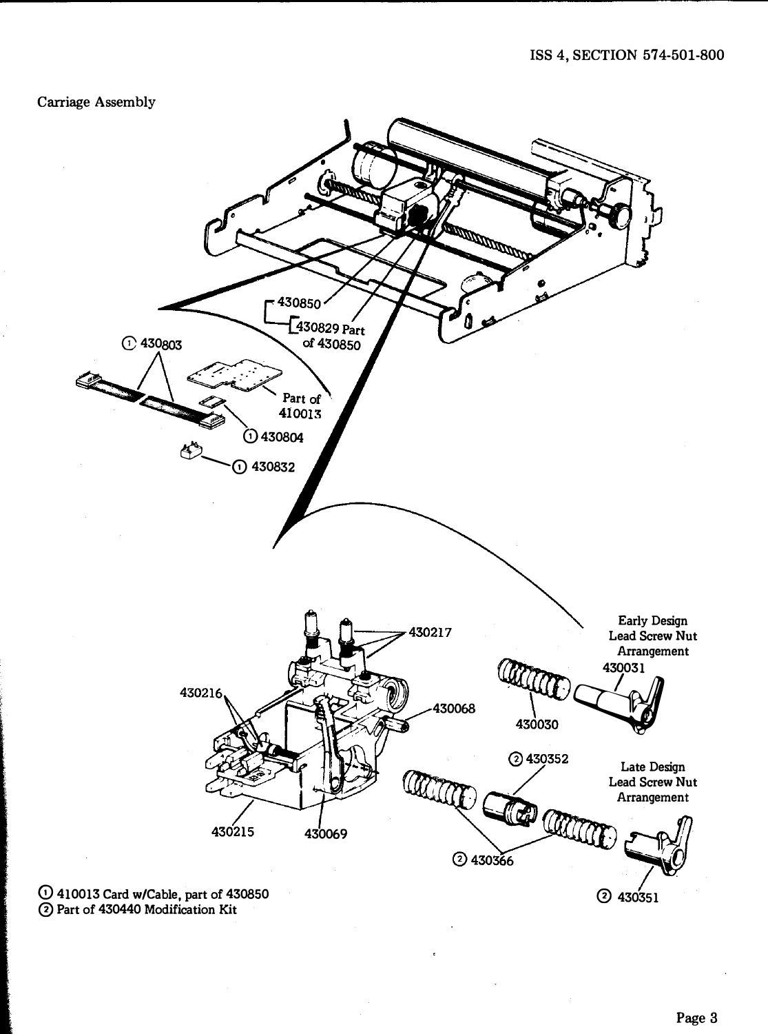Carriage Assembly

430850

430829 Part of 430850

① 430803

Part of 410013

① 430804

① 430832

430217

430216

430068

430215

430069

Early Design Lead Screw Nut Arrangement

430031

430030

② 430352

Late Design Lead Screw Nut Arrangement

② 430366

② 430351

① 410013 Card w/Cable, part of 430850

② Part of 430440 Modification Kit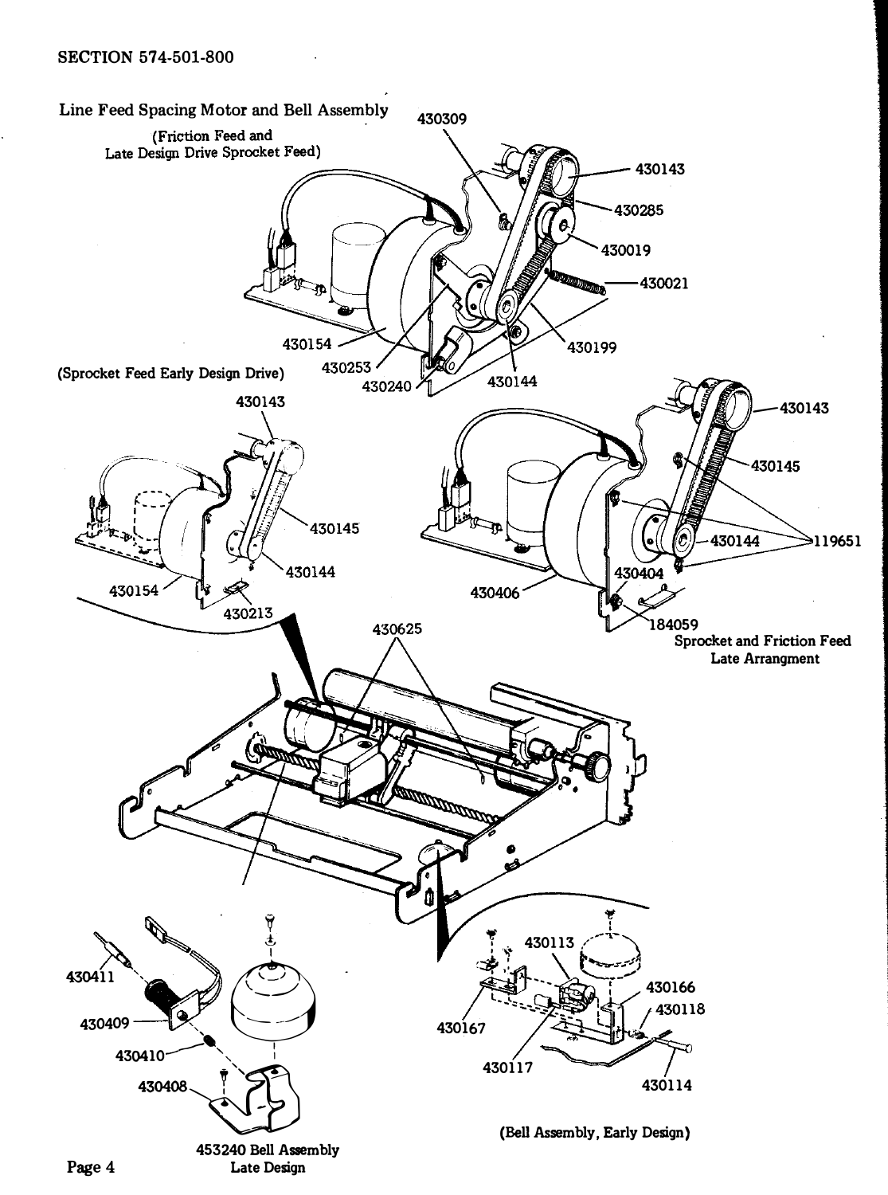Line Feed Spacing Motor and Bell Assembly

(Friction Feed and Late Design Drive Sprocket Feed)

430309

430143

430285

430019

430021

430154

430253

430199

430240

430144

(Sprocket Feed Early Design Drive)

430143

430145

430144

430154

430213

430143

430145

430144

119651

430404

430406

184059

Sprocket and Friction Feed Late Arrangment

430625

430411

430409

430410

430408

453240 Bell Assembly Late Design

430113

430166

430118

430167

430117

430114

(Bell Assembly, Early Design)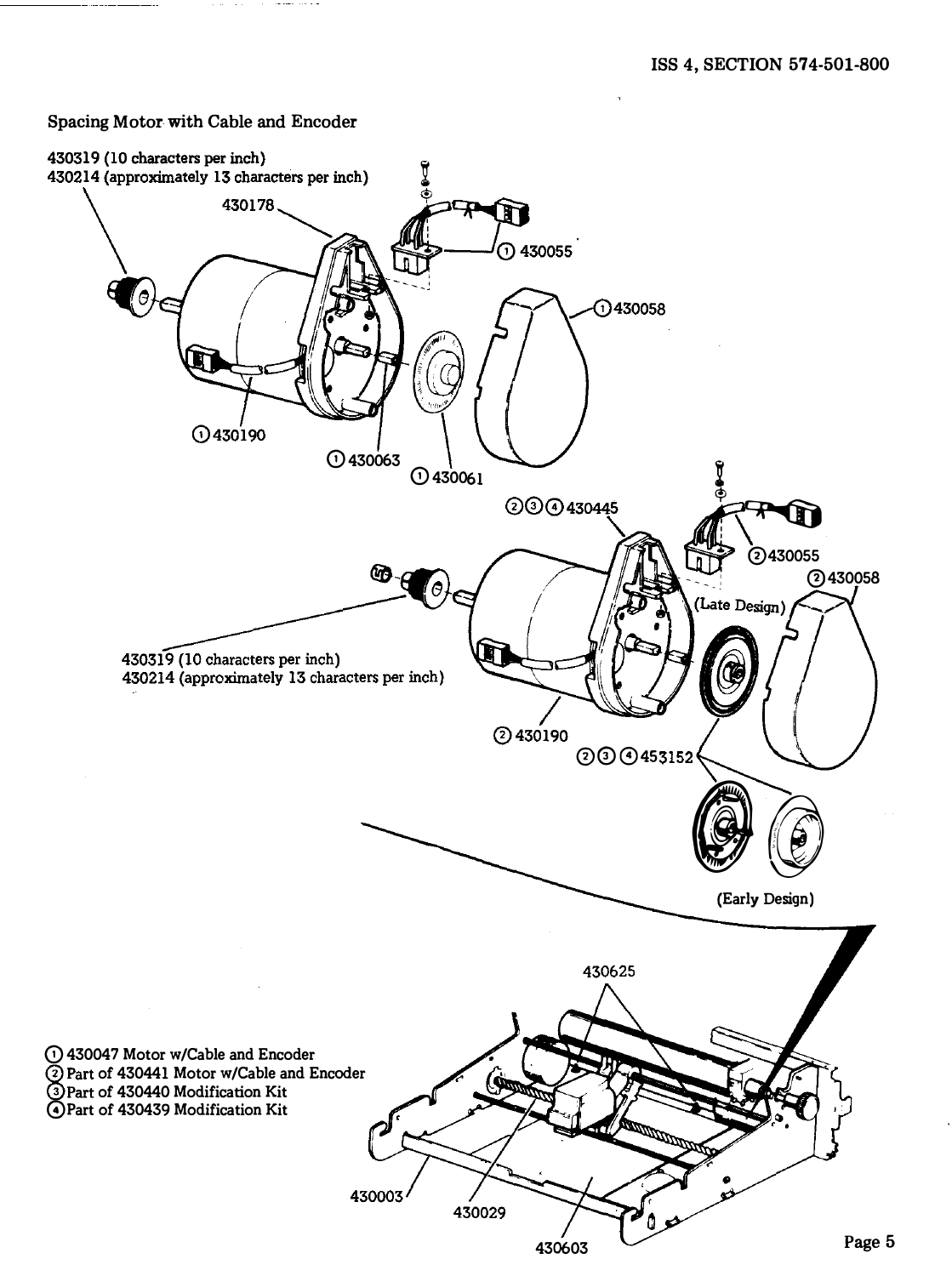## Spacing Motor with Cable and Encoder

430319 (10 characters per inch)
430214 (approximately 13 characters per inch)

430178

(1) 430055

(1) 430058

(1) 430190

(1) 430063

(1) 430061

(2)(3)(4) 430445

(2) 430055

(2) 430058

(Late Design)

430319 (10 characters per inch)
430214 (approximately 13 characters per inch)

(2) 430190

(2)(3)(4) 453152

(Early Design)

430625

(1) 430047 Motor w/Cable and Encoder
(2) Part of 430441 Motor w/Cable and Encoder
(3) Part of 430440 Modification Kit
(4) Part of 430439 Modification Kit

430003

430029

430603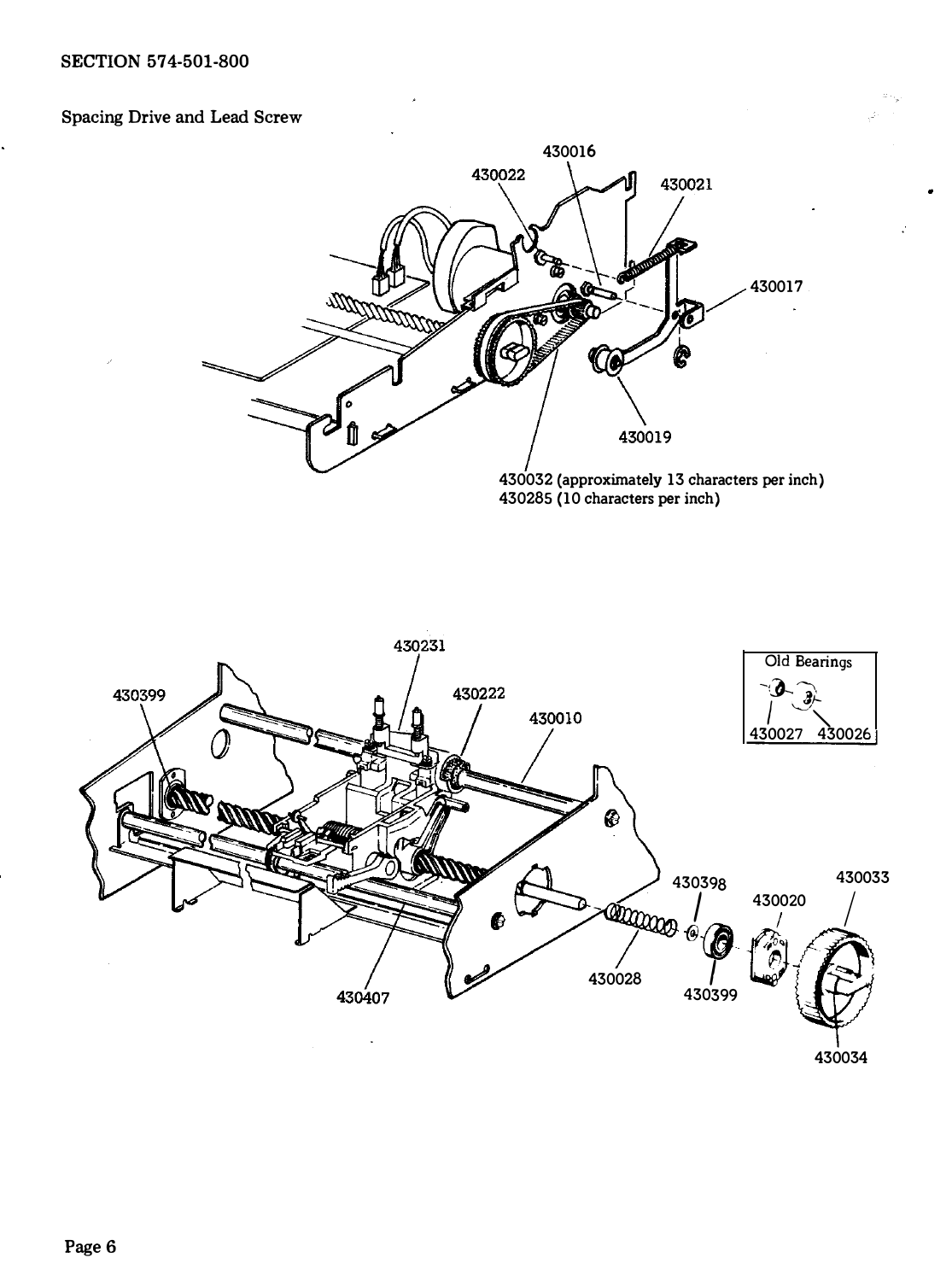Spacing Drive and Lead Screw

430016

430022

430021

430017

430019

430032 (approximately 13 characters per inch)
430285 (10 characters per inch)

430231

430399

430222

430010

Old Bearings

430027 430026

430398

430033

430020

430028

430399

430407

430034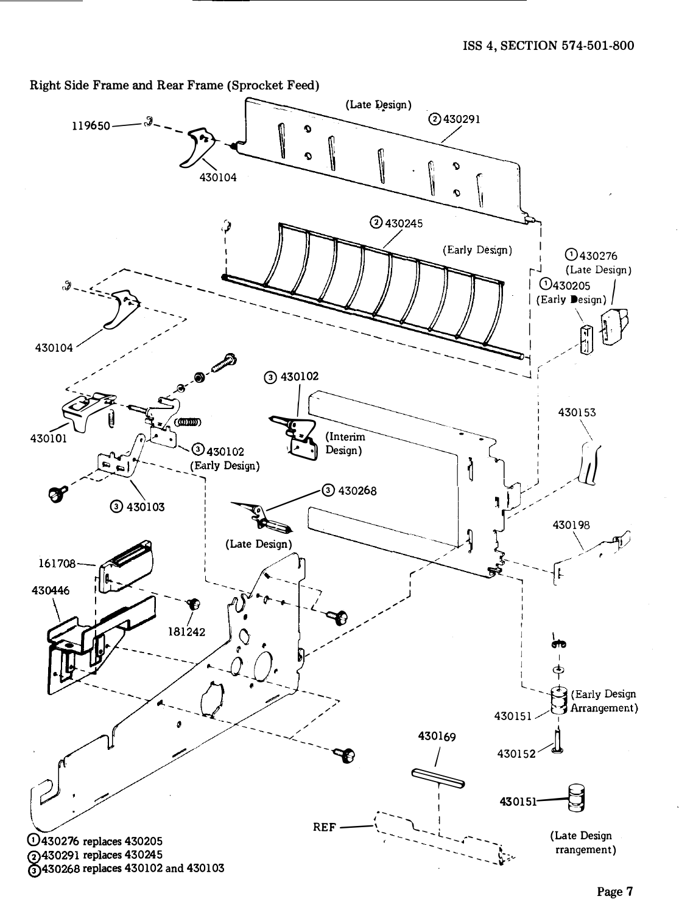## Right Side Frame and Rear Frame (Sprocket Feed)

(Late Design) ② 430291

119650

430104

② 430245

(Early Design)

① 430276 (Late Design)

① 430205 (Early Design)

430104

③ 430102

430101

③ 430102 (Early Design)

(Interim Design)

430153

③ 430103

③ 430268

430198

(Late Design)

161708

430446

181242

(Early Design Arrangement)

430151

430169

430152

430151

REF

(Late Design Arrangement)

① 430276 replaces 430205

② 430291 replaces 430245

③ 430268 replaces 430102 and 430103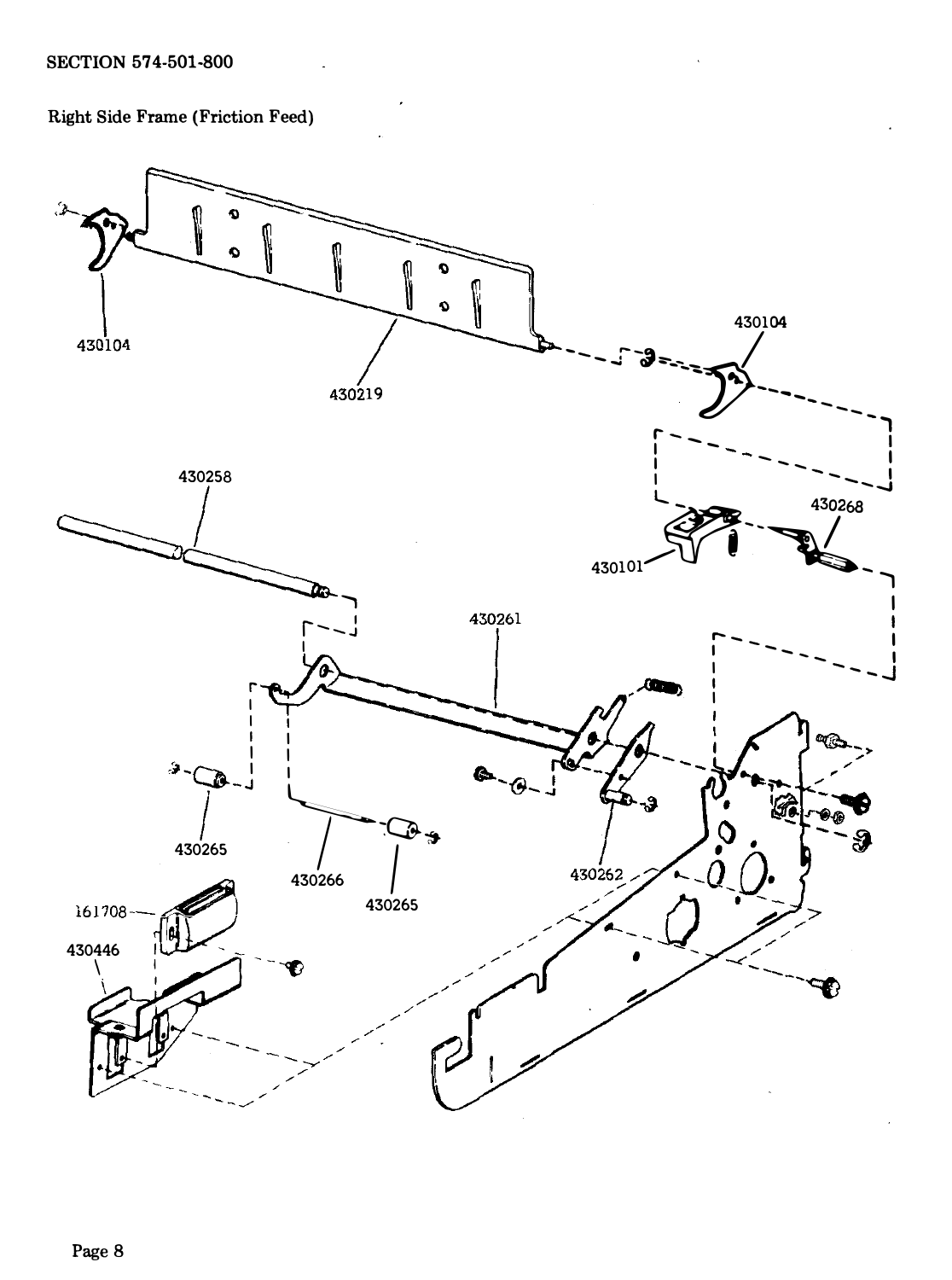SECTION 574-501-800

Right Side Frame (Friction Feed)

430104

430219

430104

430258

430268

430101

430261

430265

430266

430265

430262

161708

430446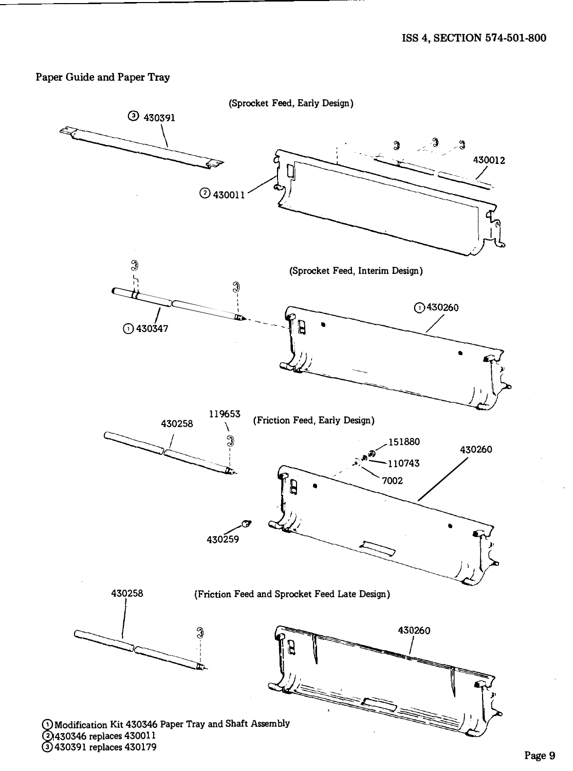## Paper Guide and Paper Tray

(Sprocket Feed, Early Design)

③ 430391

② 430011

430012

(Sprocket Feed, Interim Design)

① 430347

① 430260

(Friction Feed, Early Design)

430258

119653

151880

110743

7002

430260

430259

(Friction Feed and Sprocket Feed Late Design)

430258

430260

① Modification Kit 430346 Paper Tray and Shaft Assembly

② 430346 replaces 430011

③ 430391 replaces 430179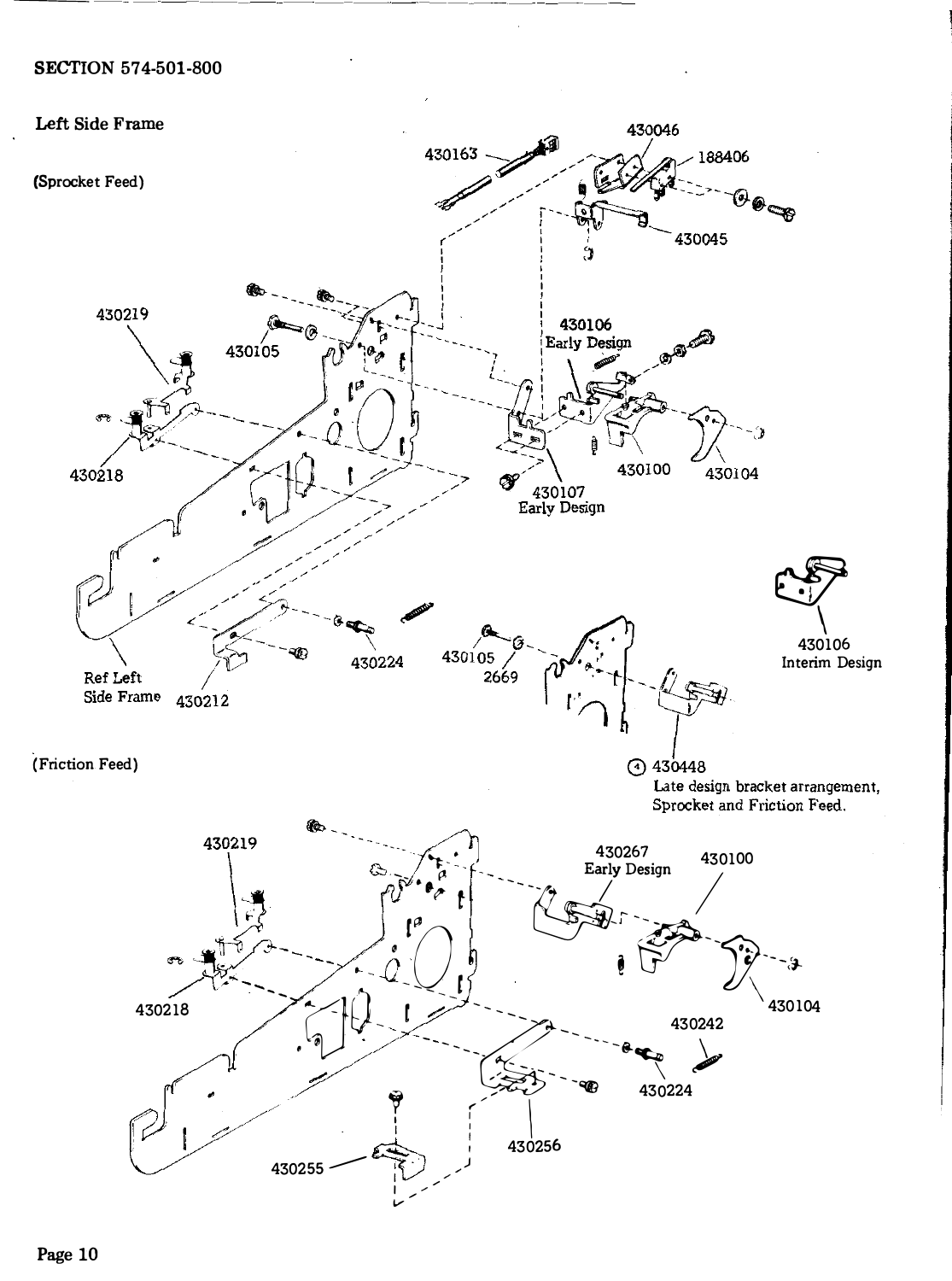SECTION 574-501-800

## Left Side Frame

(Sprocket Feed)

430163

430046

188406

430045

430219

430105

430106
Early Design

430218

430100

430104

430107
Early Design

430106
Interim Design

Ref Left
Side Frame

430212

430224

430105

2669

(Friction Feed)

④ 430448
Late design bracket arrangement,
Sprocket and Friction Feed.

430219

430267
Early Design

430100

430218

430104

430242

430224

430256

430255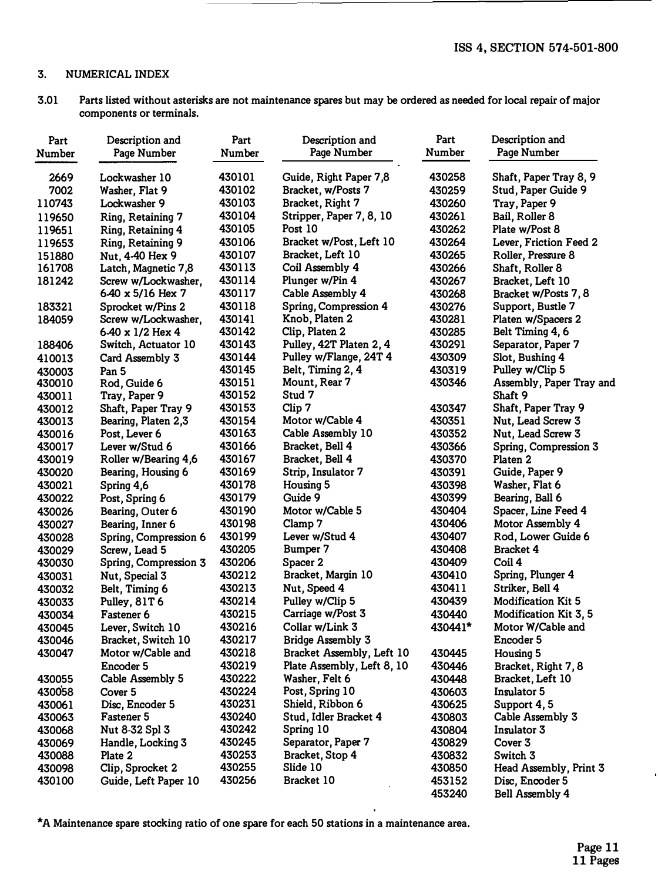3. NUMERICAL INDEX

3.01 Parts listed without asterisks are not maintenance spares but may be ordered as needed for local repair of major components or terminals.

| Part Number | Description and Page Number | Part Number | Description and Page Number | Part Number | Description and Page Number |
|---|---|---|---|---|---|
| 2669 | Lockwasher 10 | 430101 | Guide, Right Paper 7,8 | 430258 | Shaft, Paper Tray 8, 9 |
| 7002 | Washer, Flat 9 | 430102 | Bracket, w/Posts 7 | 430259 | Stud, Paper Guide 9 |
| 110743 | Lockwasher 9 | 430103 | Bracket, Right 7 | 430260 | Tray, Paper 9 |
| 119650 | Ring, Retaining 7 | 430104 | Stripper, Paper 7, 8, 10 | 430261 | Bail, Roller 8 |
| 119651 | Ring, Retaining 4 | 430105 | Post 10 | 430262 | Plate w/Post 8 |
| 119653 | Ring, Retaining 9 | 430106 | Bracket w/Post, Left 10 | 430264 | Lever, Friction Feed 2 |
| 151880 | Nut, 4-40 Hex 9 | 430107 | Bracket, Left 10 | 430265 | Roller, Pressure 8 |
| 161708 | Latch, Magnetic 7,8 | 430113 | Coil Assembly 4 | 430266 | Shaft, Roller 8 |
| 181242 | Screw w/Lockwasher, 6-40 x 5/16 Hex 7 | 430114 | Plunger w/Pin 4 | 430267 | Bracket, Left 10 |
| | | 430117 | Cable Assembly 4 | 430268 | Bracket w/Posts 7, 8 |
| 183321 | Sprocket w/Pins 2 | 430118 | Spring, Compression 4 | 430276 | Support, Bustle 7 |
| 184059 | Screw w/Lockwasher, 6-40 x 1/2 Hex 4 | 430141 | Knob, Platen 2 | 430281 | Platen w/Spacers 2 |
| | | 430142 | Clip, Platen 2 | 430285 | Belt Timing 4, 6 |
| 188406 | Switch, Actuator 10 | 430143 | Pulley, 42T Platen 2, 4 | 430291 | Separator, Paper 7 |
| 410013 | Card Assembly 3 | 430144 | Pulley w/Flange, 24T 4 | 430309 | Slot, Bushing 4 |
| 430003 | Pan 5 | 430145 | Belt, Timing 2, 4 | 430319 | Pulley w/Clip 5 |
| 430010 | Rod, Guide 6 | 430151 | Mount, Rear 7 | 430346 | Assembly, Paper Tray and Shaft 9 |
| 430011 | Tray, Paper 9 | 430152 | Stud 7 | | |
| 430012 | Shaft, Paper Tray 9 | 430153 | Clip 7 | 430347 | Shaft, Paper Tray 9 |
| 430013 | Bearing, Platen 2,3 | 430154 | Motor w/Cable 4 | 430351 | Nut, Lead Screw 3 |
| 430016 | Post, Lever 6 | 430163 | Cable Assembly 10 | 430352 | Nut, Lead Screw 3 |
| 430017 | Lever w/Stud 6 | 430166 | Bracket, Bell 4 | 430366 | Spring, Compression 3 |
| 430019 | Roller w/Bearing 4,6 | 430167 | Bracket, Bell 4 | 430370 | Platen 2 |
| 430020 | Bearing, Housing 6 | 430169 | Strip, Insulator 7 | 430391 | Guide, Paper 9 |
| 430021 | Spring 4,6 | 430178 | Housing 5 | 430398 | Washer, Flat 6 |
| 430022 | Post, Spring 6 | 430179 | Guide 9 | 430399 | Bearing, Ball 6 |
| 430026 | Bearing, Outer 6 | 430190 | Motor w/Cable 5 | 430404 | Spacer, Line Feed 4 |
| 430027 | Bearing, Inner 6 | 430198 | Clamp 7 | 430406 | Motor Assembly 4 |
| 430028 | Spring, Compression 6 | 430199 | Lever w/Stud 4 | 430407 | Rod, Lower Guide 6 |
| 430029 | Screw, Lead 5 | 430205 | Bumper 7 | 430408 | Bracket 4 |
| 430030 | Spring, Compression 3 | 430206 | Spacer 2 | 430409 | Coil 4 |
| 430031 | Nut, Special 3 | 430212 | Bracket, Margin 10 | 430410 | Spring, Plunger 4 |
| 430032 | Belt, Timing 6 | 430213 | Nut, Speed 4 | 430411 | Striker, Bell 4 |
| 430033 | Pulley, 81T 6 | 430214 | Pulley w/Clip 5 | 430439 | Modification Kit 5 |
| 430034 | Fastener 6 | 430215 | Carriage w/Post 3 | 430440 | Modification Kit 3, 5 |
| 430045 | Lever, Switch 10 | 430216 | Collar w/Link 3 | 430441* | Motor W/Cable and Encoder 5 |
| 430046 | Bracket, Switch 10 | 430217 | Bridge Assembly 3 | | |
| 430047 | Motor w/Cable and Encoder 5 | 430218 | Bracket Assembly, Left 10 | 430445 | Housing 5 |
| | | 430219 | Plate Assembly, Left 8, 10 | 430446 | Bracket, Right 7, 8 |
| 430055 | Cable Assembly 5 | 430222 | Washer, Felt 6 | 430448 | Bracket, Left 10 |
| 430058 | Cover 5 | 430224 | Post, Spring 10 | 430603 | Insulator 5 |
| 430061 | Disc, Encoder 5 | 430231 | Shield, Ribbon 6 | 430625 | Support 4, 5 |
| 430063 | Fastener 5 | 430240 | Stud, Idler Bracket 4 | 430803 | Cable Assembly 3 |
| 430068 | Nut 8-32 Spl 3 | 430242 | Spring 10 | 430804 | Insulator 3 |
| 430069 | Handle, Locking 3 | 430245 | Separator, Paper 7 | 430829 | Cover 3 |
| 430088 | Plate 2 | 430253 | Bracket, Stop 4 | 430832 | Switch 3 |
| 430098 | Clip, Sprocket 2 | 430255 | Slide 10 | 430850 | Head Assembly, Print 3 |
| 430100 | Guide, Left Paper 10 | 430256 | Bracket 10 | 453152 | Disc, Encoder 5 |
| | | | | 453240 | Bell Assembly 4 |

*A Maintenance spare stocking ratio of one spare for each 50 stations in a maintenance area.